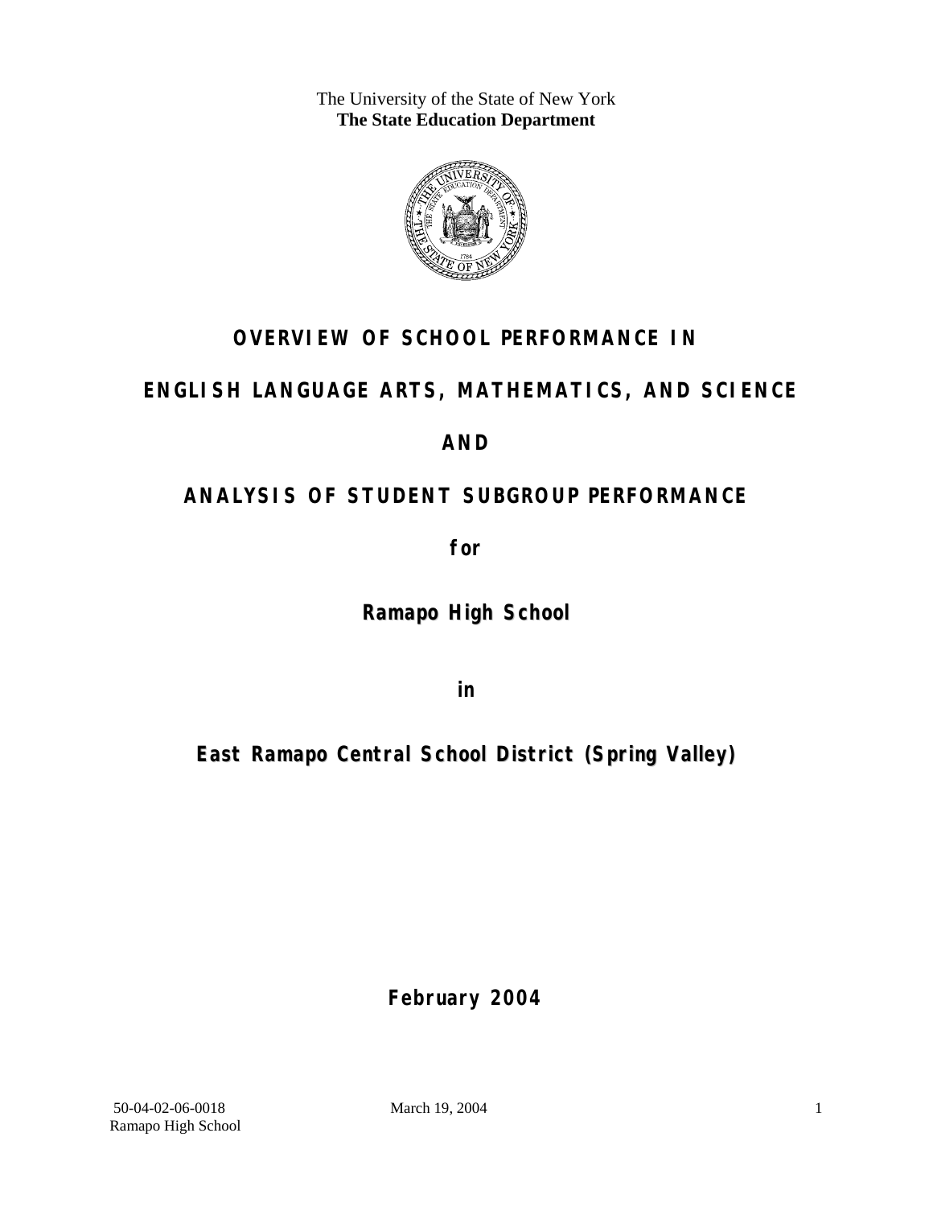The University of the State of New York
**The State Education Department**

# OVERVIEW OF SCHOOL PERFORMANCE IN

# ENGLISH LANGUAGE ARTS, MATHEMATICS, AND SCIENCE

# AND

# ANALYSIS OF STUDENT SUBGROUP PERFORMANCE

**for**

## Ramapo High School

**in**

## East Ramapo Central School District (Spring Valley)

**February 2004**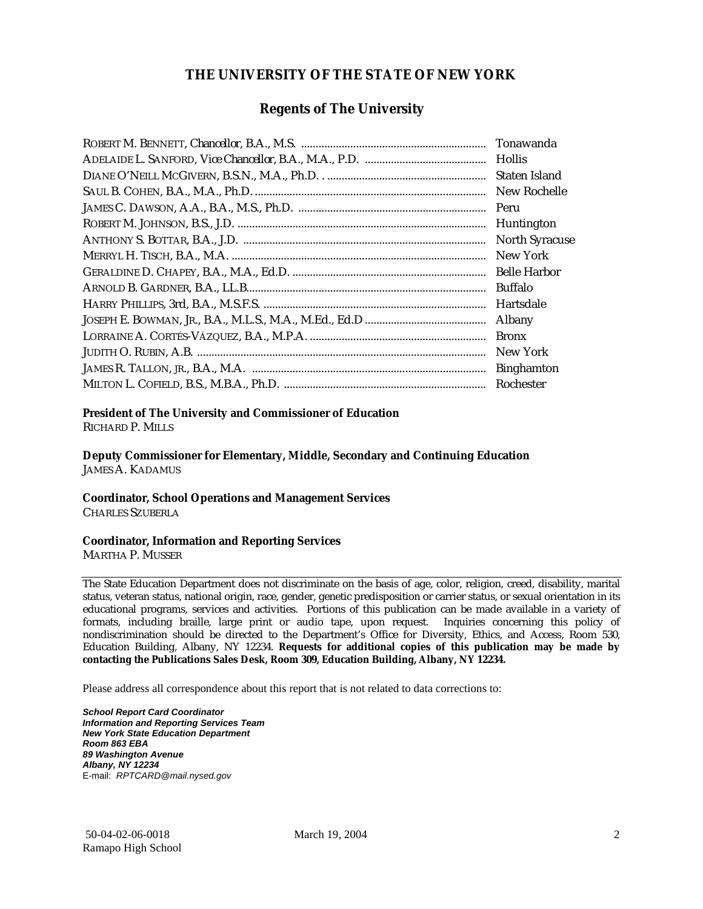# THE UNIVERSITY OF THE STATE OF NEW YORK

## Regents of The University

| | |
|---|---|
| ROBERT M. BENNETT, *Chancellor*, B.A., M.S. | Tonawanda |
| ADELAIDE L. SANFORD, *Vice Chancellor*, B.A., M.A., P.D. | Hollis |
| DIANE O'NEILL MCGIVERN, B.S.N., M.A., Ph.D. | Staten Island |
| SAUL B. COHEN, B.A., M.A., Ph.D. | New Rochelle |
| JAMES C. DAWSON, A.A., B.A., M.S., Ph.D. | Peru |
| ROBERT M. JOHNSON, B.S., J.D. | Huntington |
| ANTHONY S. BOTTAR, B.A., J.D. | North Syracuse |
| MERRYL H. TISCH, B.A., M.A. | New York |
| GERALDINE D. CHAPEY, B.A., M.A., Ed.D. | Belle Harbor |
| ARNOLD B. GARDNER, B.A., LL.B. | Buffalo |
| HARRY PHILLIPS, 3rd, B.A., M.S.F.S. | Hartsdale |
| JOSEPH E. BOWMAN, JR., B.A., M.L.S., M.A., M.Ed., Ed.D | Albany |
| LORRAINE A. CORTÉS-VÁZQUEZ, B.A., M.P.A. | Bronx |
| JUDITH O. RUBIN, A.B. | New York |
| JAMES R. TALLON, JR., B.A., M.A. | Binghamton |
| MILTON L. COFIELD, B.S., M.B.A., Ph.D. | Rochester |

**President of The University and Commissioner of Education**
RICHARD P. MILLS

**Deputy Commissioner for Elementary, Middle, Secondary and Continuing Education**
JAMES A. KADAMUS

**Coordinator, School Operations and Management Services**
CHARLES SZUBERLA

**Coordinator, Information and Reporting Services**
MARTHA P. MUSSER

---

The State Education Department does not discriminate on the basis of age, color, religion, creed, disability, marital status, veteran status, national origin, race, gender, genetic predisposition or carrier status, or sexual orientation in its educational programs, services and activities. Portions of this publication can be made available in a variety of formats, including braille, large print or audio tape, upon request. Inquiries concerning this policy of nondiscrimination should be directed to the Department's Office for Diversity, Ethics, and Access, Room 530, Education Building, Albany, NY 12234. **Requests for additional copies of this publication may be made by contacting the Publications Sales Desk, Room 309, Education Building, Albany, NY 12234.**

Please address all correspondence about this report that is not related to data corrections to:

***School Report Card Coordinator***
***Information and Reporting Services Team***
***New York State Education Department***
***Room 863 EBA***
***89 Washington Avenue***
***Albany, NY 12234***
E-mail: *RPTCARD@mail.nysed.gov*

50-04-02-06-0018
Ramapo High School
March 19, 2004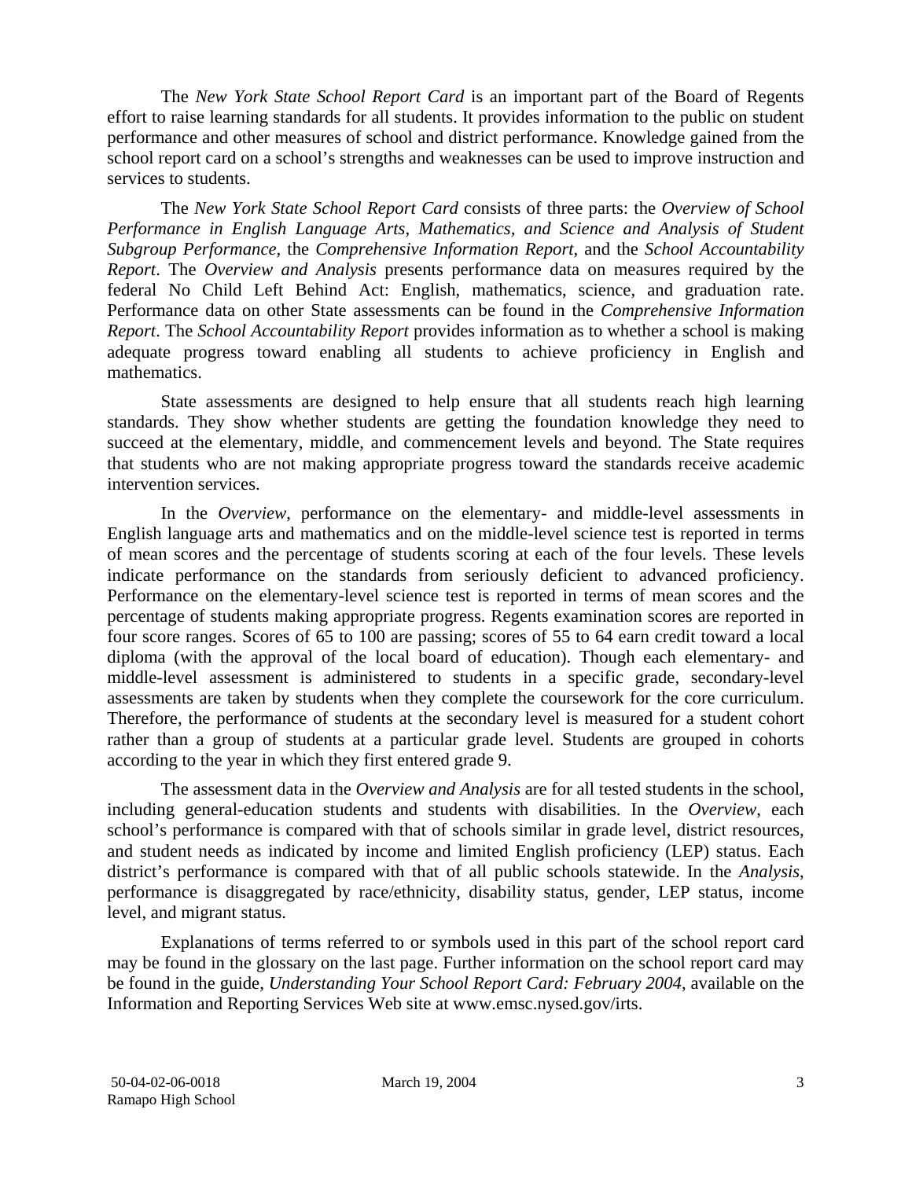The *New York State School Report Card* is an important part of the Board of Regents effort to raise learning standards for all students. It provides information to the public on student performance and other measures of school and district performance. Knowledge gained from the school report card on a school's strengths and weaknesses can be used to improve instruction and services to students.

The *New York State School Report Card* consists of three parts: the *Overview of School Performance in English Language Arts, Mathematics, and Science and Analysis of Student Subgroup Performance,* the *Comprehensive Information Report,* and the *School Accountability Report*. The *Overview and Analysis* presents performance data on measures required by the federal No Child Left Behind Act: English, mathematics, science, and graduation rate. Performance data on other State assessments can be found in the *Comprehensive Information Report*. The *School Accountability Report* provides information as to whether a school is making adequate progress toward enabling all students to achieve proficiency in English and mathematics.

State assessments are designed to help ensure that all students reach high learning standards. They show whether students are getting the foundation knowledge they need to succeed at the elementary, middle, and commencement levels and beyond. The State requires that students who are not making appropriate progress toward the standards receive academic intervention services.

In the *Overview*, performance on the elementary- and middle-level assessments in English language arts and mathematics and on the middle-level science test is reported in terms of mean scores and the percentage of students scoring at each of the four levels. These levels indicate performance on the standards from seriously deficient to advanced proficiency. Performance on the elementary-level science test is reported in terms of mean scores and the percentage of students making appropriate progress. Regents examination scores are reported in four score ranges. Scores of 65 to 100 are passing; scores of 55 to 64 earn credit toward a local diploma (with the approval of the local board of education). Though each elementary- and middle-level assessment is administered to students in a specific grade, secondary-level assessments are taken by students when they complete the coursework for the core curriculum. Therefore, the performance of students at the secondary level is measured for a student cohort rather than a group of students at a particular grade level. Students are grouped in cohorts according to the year in which they first entered grade 9.

The assessment data in the *Overview and Analysis* are for all tested students in the school, including general-education students and students with disabilities. In the *Overview*, each school's performance is compared with that of schools similar in grade level, district resources, and student needs as indicated by income and limited English proficiency (LEP) status. Each district's performance is compared with that of all public schools statewide. In the *Analysis*, performance is disaggregated by race/ethnicity, disability status, gender, LEP status, income level, and migrant status.

Explanations of terms referred to or symbols used in this part of the school report card may be found in the glossary on the last page. Further information on the school report card may be found in the guide, *Understanding Your School Report Card: February 2004*, available on the Information and Reporting Services Web site at www.emsc.nysed.gov/irts.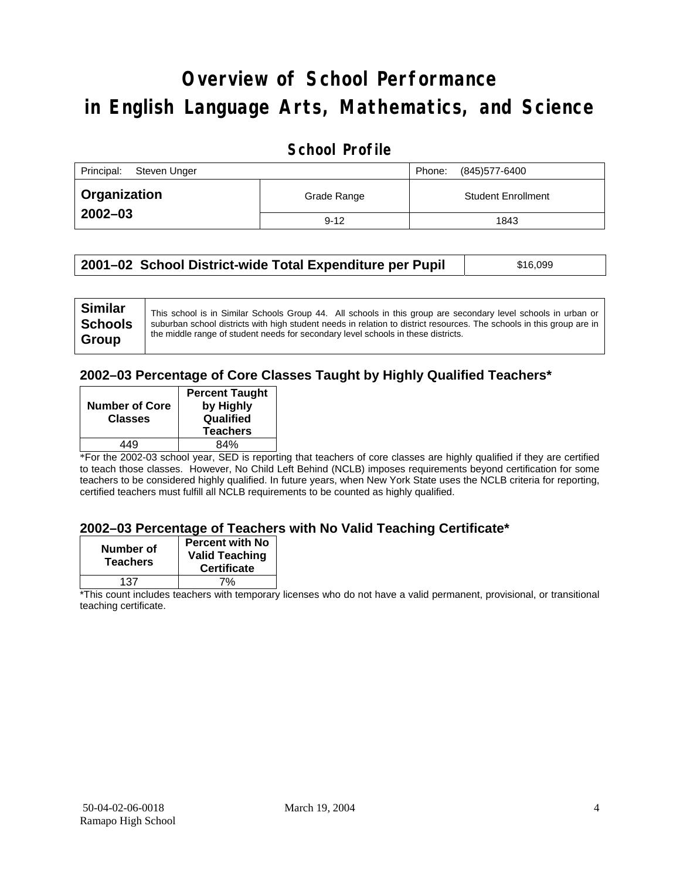# Overview of School Performance in English Language Arts, Mathematics, and Science

## School Profile

| Principal: Steven Unger | | Phone: (845)577-6400 |
|---|---|---|
| **Organization 2002–03** | Grade Range | Student Enrollment |
| | 9-12 | 1843 |

| **2001–02 School District-wide Total Expenditure per Pupil** | $16,099 |
|---|---|

| **Similar Schools Group** | This school is in Similar Schools Group 44. All schools in this group are secondary level schools in urban or suburban school districts with high student needs in relation to district resources. The schools in this group are in the middle range of student needs for secondary level schools in these districts. |
|---|---|

### 2002–03 Percentage of Core Classes Taught by Highly Qualified Teachers*

| Number of Core Classes | Percent Taught by Highly Qualified Teachers |
|---|---|
| 449 | 84% |

*For the 2002-03 school year, SED is reporting that teachers of core classes are highly qualified if they are certified to teach those classes. However, No Child Left Behind (NCLB) imposes requirements beyond certification for some teachers to be considered highly qualified. In future years, when New York State uses the NCLB criteria for reporting, certified teachers must fulfill all NCLB requirements to be counted as highly qualified.

### 2002–03 Percentage of Teachers with No Valid Teaching Certificate*

| Number of Teachers | Percent with No Valid Teaching Certificate |
|---|---|
| 137 | 7% |

*This count includes teachers with temporary licenses who do not have a valid permanent, provisional, or transitional teaching certificate.

50-04-02-06-0018 March 19, 2004
Ramapo High School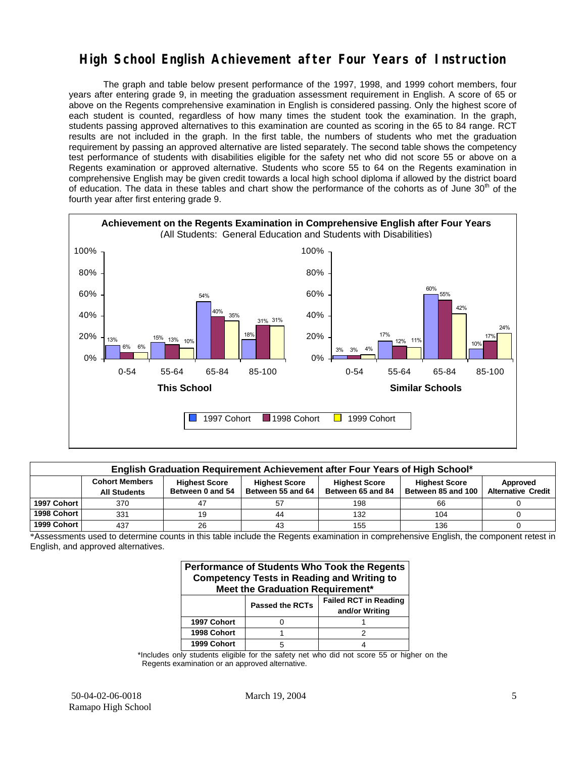# High School English Achievement after Four Years of Instruction

The graph and table below present performance of the 1997, 1998, and 1999 cohort members, four years after entering grade 9, in meeting the graduation assessment requirement in English. A score of 65 or above on the Regents comprehensive examination in English is considered passing. Only the highest score of each student is counted, regardless of how many times the student took the examination. In the graph, students passing approved alternatives to this examination are counted as scoring in the 65 to 84 range. RCT results are not included in the graph. In the first table, the numbers of students who met the graduation requirement by passing an approved alternative are listed separately. The second table shows the competency test performance of students with disabilities eligible for the safety net who did not score 55 or above on a Regents examination or approved alternative. Students who score 55 to 64 on the Regents examination in comprehensive English may be given credit towards a local high school diploma if allowed by the district board of education. The data in these tables and chart show the performance of the cohorts as of June 30th of the fourth year after first entering grade 9.

**Achievement on the Regents Examination in Comprehensive English after Four Years**
(All Students: General Education and Students with Disabilities)

**This School**

| Score Range | 1997 Cohort | 1998 Cohort | 1999 Cohort |
|---|---|---|---|
| 0-54 | 13% | 6% | 6% |
| 55-64 | 15% | 13% | 10% |
| 65-84 | 54% | 40% | 35% |
| 85-100 | 18% | 31% | 31% |

**Similar Schools**

| Score Range | 1997 Cohort | 1998 Cohort | 1999 Cohort |
|---|---|---|---|
| 0-54 | 3% | 3% | 4% |
| 55-64 | 17% | 12% | 11% |
| 65-84 | 60% | 55% | 42% |
| 85-100 | 10% | 17% | 24% |

**English Graduation Requirement Achievement after Four Years of High School***

| | Cohort Members All Students | Highest Score Between 0 and 54 | Highest Score Between 55 and 64 | Highest Score Between 65 and 84 | Highest Score Between 85 and 100 | Approved Alternative Credit |
|---|---|---|---|---|---|---|
| 1997 Cohort | 370 | 47 | 57 | 198 | 66 | 0 |
| 1998 Cohort | 331 | 19 | 44 | 132 | 104 | 0 |
| 1999 Cohort | 437 | 26 | 43 | 155 | 136 | 0 |

*Assessments used to determine counts in this table include the Regents examination in comprehensive English, the component retest in English, and approved alternatives.

**Performance of Students Who Took the Regents Competency Tests in Reading and Writing to Meet the Graduation Requirement***

| | Passed the RCTs | Failed RCT in Reading and/or Writing |
|---|---|---|
| 1997 Cohort | 0 | 1 |
| 1998 Cohort | 1 | 2 |
| 1999 Cohort | 5 | 4 |

*Includes only students eligible for the safety net who did not score 55 or higher on the Regents examination or an approved alternative.

50-04-02-06-0018 March 19, 2004
Ramapo High School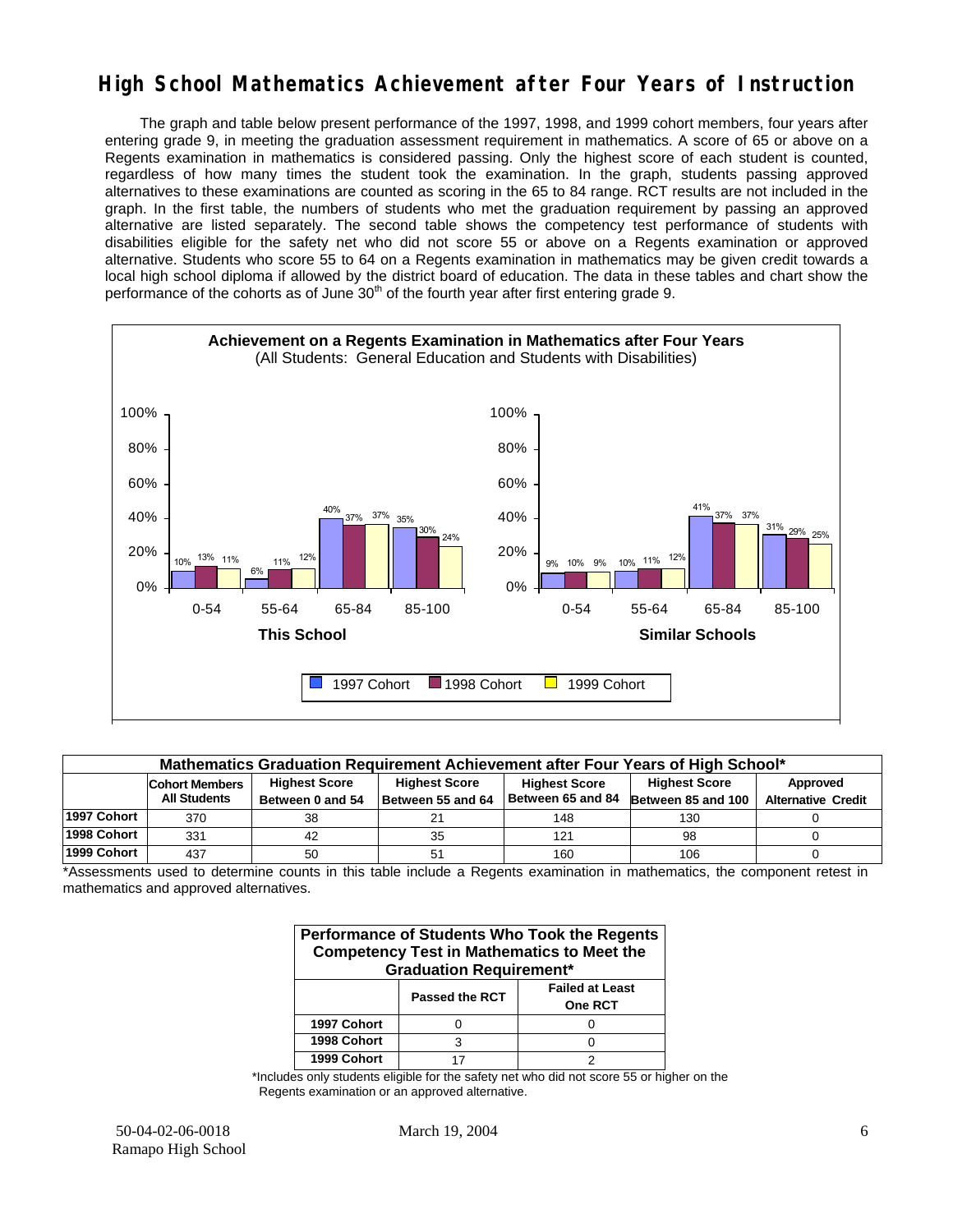# High School Mathematics Achievement after Four Years of Instruction

The graph and table below present performance of the 1997, 1998, and 1999 cohort members, four years after entering grade 9, in meeting the graduation assessment requirement in mathematics. A score of 65 or above on a Regents examination in mathematics is considered passing. Only the highest score of each student is counted, regardless of how many times the student took the examination. In the graph, students passing approved alternatives to these examinations are counted as scoring in the 65 to 84 range. RCT results are not included in the graph. In the first table, the numbers of students who met the graduation requirement by passing an approved alternative are listed separately. The second table shows the competency test performance of students with disabilities eligible for the safety net who did not score 55 or above on a Regents examination or approved alternative. Students who score 55 to 64 on a Regents examination in mathematics may be given credit towards a local high school diploma if allowed by the district board of education. The data in these tables and chart show the performance of the cohorts as of June 30th of the fourth year after first entering grade 9.

**Achievement on a Regents Examination in Mathematics after Four Years**
(All Students: General Education and Students with Disabilities)

**This School**

| Score Range | 1997 Cohort | 1998 Cohort | 1999 Cohort |
|---|---|---|---|
| 0-54 | 10% | 13% | 11% |
| 55-64 | 6% | 11% | 12% |
| 65-84 | 40% | 37% | 37% |
| 85-100 | 35% | 30% | 24% |

**Similar Schools**

| Score Range | 1997 Cohort | 1998 Cohort | 1999 Cohort |
|---|---|---|---|
| 0-54 | 9% | 10% | 9% |
| 55-64 | 10% | 11% | 12% |
| 65-84 | 41% | 37% | 37% |
| 85-100 | 31% | 29% | 25% |

**Mathematics Graduation Requirement Achievement after Four Years of High School***

| | Cohort Members All Students | Highest Score Between 0 and 54 | Highest Score Between 55 and 64 | Highest Score Between 65 and 84 | Highest Score Between 85 and 100 | Approved Alternative Credit |
|---|---|---|---|---|---|---|
| 1997 Cohort | 370 | 38 | 21 | 148 | 130 | 0 |
| 1998 Cohort | 331 | 42 | 35 | 121 | 98 | 0 |
| 1999 Cohort | 437 | 50 | 51 | 160 | 106 | 0 |

*Assessments used to determine counts in this table include a Regents examination in mathematics, the component retest in mathematics and approved alternatives.

**Performance of Students Who Took the Regents Competency Test in Mathematics to Meet the Graduation Requirement***

| | Passed the RCT | Failed at Least One RCT |
|---|---|---|
| 1997 Cohort | 0 | 0 |
| 1998 Cohort | 3 | 0 |
| 1999 Cohort | 17 | 2 |

*Includes only students eligible for the safety net who did not score 55 or higher on the Regents examination or an approved alternative.

50-04-02-06-0018 March 19, 2004
Ramapo High School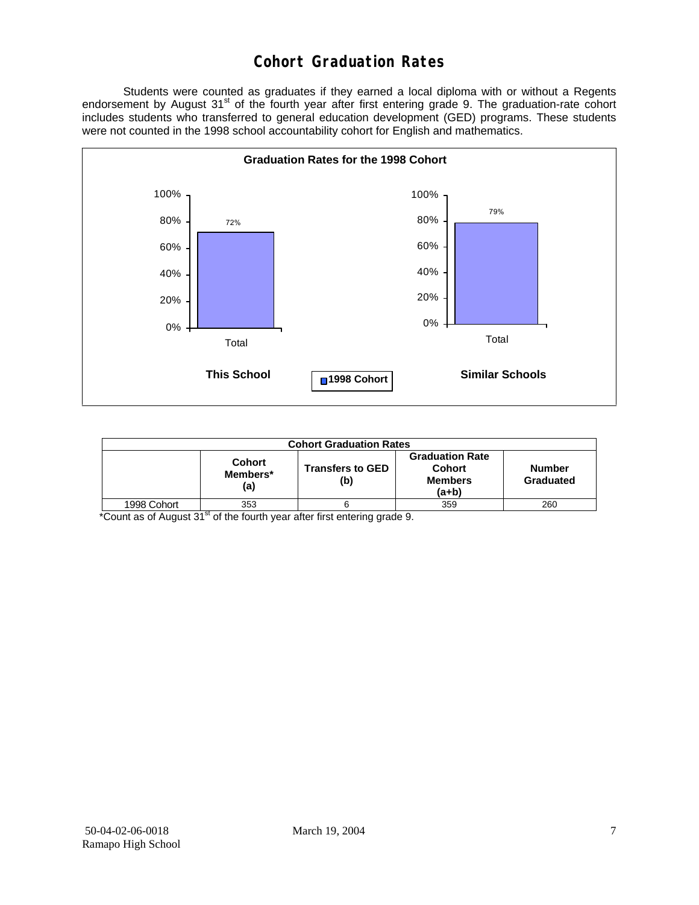# Cohort Graduation Rates

Students were counted as graduates if they earned a local diploma with or without a Regents endorsement by August 31st of the fourth year after first entering grade 9. The graduation-rate cohort includes students who transferred to general education development (GED) programs. These students were not counted in the 1998 school accountability cohort for English and mathematics.

**Graduation Rates for the 1998 Cohort**

| | This School | Similar Schools |
|---|---|---|
| Total | 72% | 79% |

**Cohort Graduation Rates**

| | Cohort Members* (a) | Transfers to GED (b) | Graduation Rate Cohort Members (a+b) | Number Graduated |
|---|---|---|---|---|
| 1998 Cohort | 353 | 6 | 359 | 260 |

*Count as of August 31st of the fourth year after first entering grade 9.

50-04-02-06-0018
Ramapo High School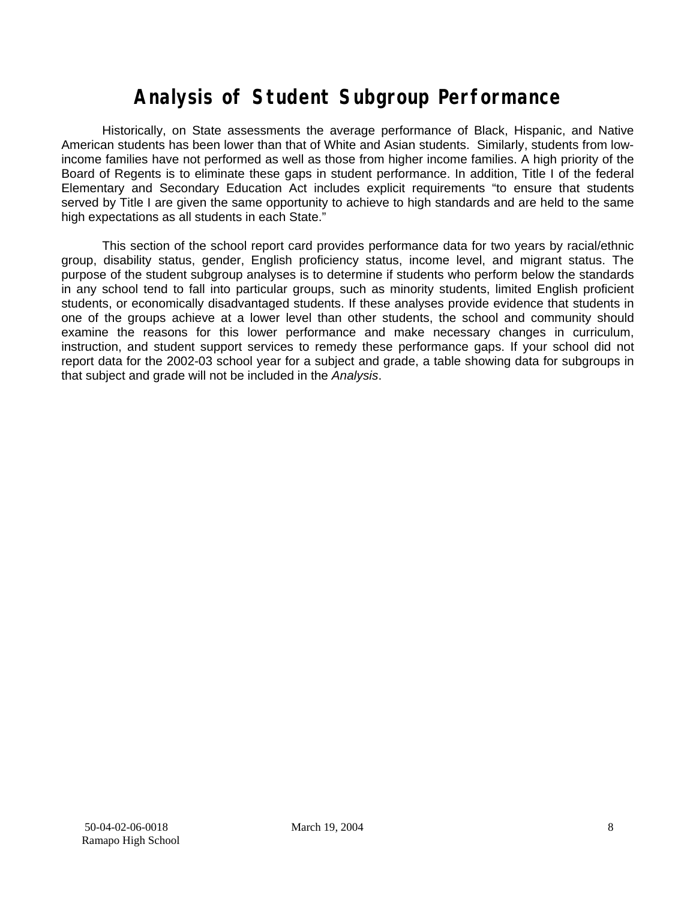# Analysis of Student Subgroup Performance

Historically, on State assessments the average performance of Black, Hispanic, and Native American students has been lower than that of White and Asian students. Similarly, students from low-income families have not performed as well as those from higher income families. A high priority of the Board of Regents is to eliminate these gaps in student performance. In addition, Title I of the federal Elementary and Secondary Education Act includes explicit requirements "to ensure that students served by Title I are given the same opportunity to achieve to high standards and are held to the same high expectations as all students in each State."

This section of the school report card provides performance data for two years by racial/ethnic group, disability status, gender, English proficiency status, income level, and migrant status. The purpose of the student subgroup analyses is to determine if students who perform below the standards in any school tend to fall into particular groups, such as minority students, limited English proficient students, or economically disadvantaged students. If these analyses provide evidence that students in one of the groups achieve at a lower level than other students, the school and community should examine the reasons for this lower performance and make necessary changes in curriculum, instruction, and student support services to remedy these performance gaps. If your school did not report data for the 2002-03 school year for a subject and grade, a table showing data for subgroups in that subject and grade will not be included in the *Analysis*.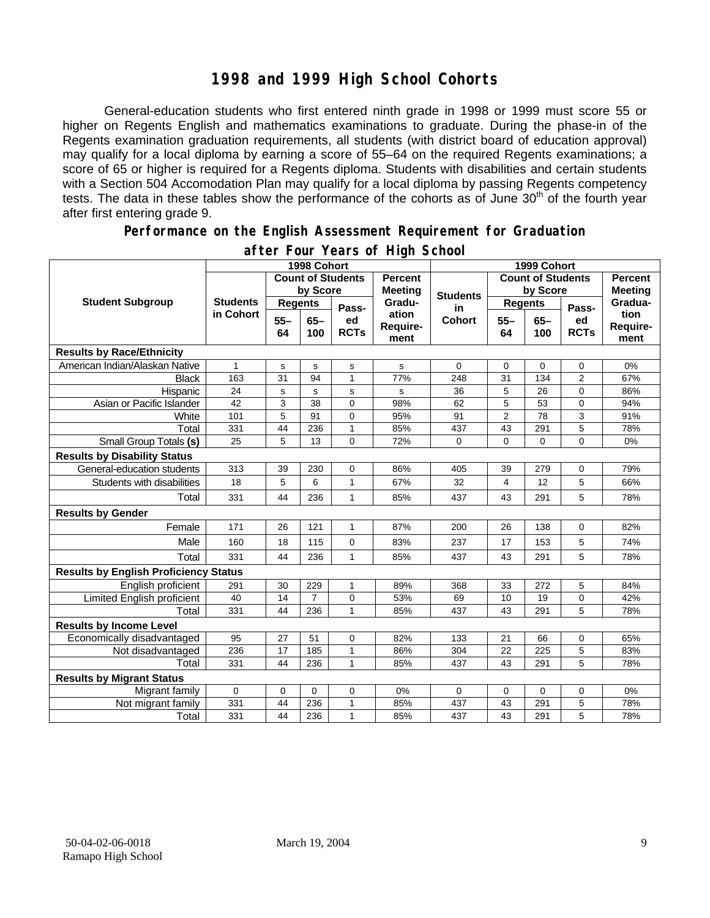# 1998 and 1999 High School Cohorts

General-education students who first entered ninth grade in 1998 or 1999 must score 55 or higher on Regents English and mathematics examinations to graduate. During the phase-in of the Regents examination graduation requirements, all students (with district board of education approval) may qualify for a local diploma by earning a score of 55–64 on the required Regents examinations; a score of 65 or higher is required for a Regents diploma. Students with disabilities and certain students with a Section 504 Accomodation Plan may qualify for a local diploma by passing Regents competency tests. The data in these tables show the performance of the cohorts as of June 30th of the fourth year after first entering grade 9.

## Performance on the English Assessment Requirement for Graduation after Four Years of High School

| Student Subgroup | 1998 Cohort | | | | | 1999 Cohort | | | | |
|---|---|---|---|---|---|---|---|---|---|---|
| | Students in Cohort | Count of Students by Score | | | Percent Meeting Graduation Requirement | Students in Cohort | Count of Students by Score | | | Percent Meeting Graduation Requirement |
| | | Regents 55–64 | Regents 65–100 | Passed RCTs | | | Regents 55–64 | Regents 65–100 | Passed RCTs | |
| **Results by Race/Ethnicity** | | | | | | | | | | |
| American Indian/Alaskan Native | 1 | s | s | s | s | 0 | 0 | 0 | 0 | 0% |
| Black | 163 | 31 | 94 | 1 | 77% | 248 | 31 | 134 | 2 | 67% |
| Hispanic | 24 | s | s | s | s | 36 | 5 | 26 | 0 | 86% |
| Asian or Pacific Islander | 42 | 3 | 38 | 0 | 98% | 62 | 5 | 53 | 0 | 94% |
| White | 101 | 5 | 91 | 0 | 95% | 91 | 2 | 78 | 3 | 91% |
| Total | 331 | 44 | 236 | 1 | 85% | 437 | 43 | 291 | 5 | 78% |
| Small Group Totals **(s)** | 25 | 5 | 13 | 0 | 72% | 0 | 0 | 0 | 0 | 0% |
| **Results by Disability Status** | | | | | | | | | | |
| General-education students | 313 | 39 | 230 | 0 | 86% | 405 | 39 | 279 | 0 | 79% |
| Students with disabilities | 18 | 5 | 6 | 1 | 67% | 32 | 4 | 12 | 5 | 66% |
| Total | 331 | 44 | 236 | 1 | 85% | 437 | 43 | 291 | 5 | 78% |
| **Results by Gender** | | | | | | | | | | |
| Female | 171 | 26 | 121 | 1 | 87% | 200 | 26 | 138 | 0 | 82% |
| Male | 160 | 18 | 115 | 0 | 83% | 237 | 17 | 153 | 5 | 74% |
| Total | 331 | 44 | 236 | 1 | 85% | 437 | 43 | 291 | 5 | 78% |
| **Results by English Proficiency Status** | | | | | | | | | | |
| English proficient | 291 | 30 | 229 | 1 | 89% | 368 | 33 | 272 | 5 | 84% |
| Limited English proficient | 40 | 14 | 7 | 0 | 53% | 69 | 10 | 19 | 0 | 42% |
| Total | 331 | 44 | 236 | 1 | 85% | 437 | 43 | 291 | 5 | 78% |
| **Results by Income Level** | | | | | | | | | | |
| Economically disadvantaged | 95 | 27 | 51 | 0 | 82% | 133 | 21 | 66 | 0 | 65% |
| Not disadvantaged | 236 | 17 | 185 | 1 | 86% | 304 | 22 | 225 | 5 | 83% |
| Total | 331 | 44 | 236 | 1 | 85% | 437 | 43 | 291 | 5 | 78% |
| **Results by Migrant Status** | | | | | | | | | | |
| Migrant family | 0 | 0 | 0 | 0 | 0% | 0 | 0 | 0 | 0 | 0% |
| Not migrant family | 331 | 44 | 236 | 1 | 85% | 437 | 43 | 291 | 5 | 78% |
| Total | 331 | 44 | 236 | 1 | 85% | 437 | 43 | 291 | 5 | 78% |

50-04-02-06-0018 March 19, 2004
Ramapo High School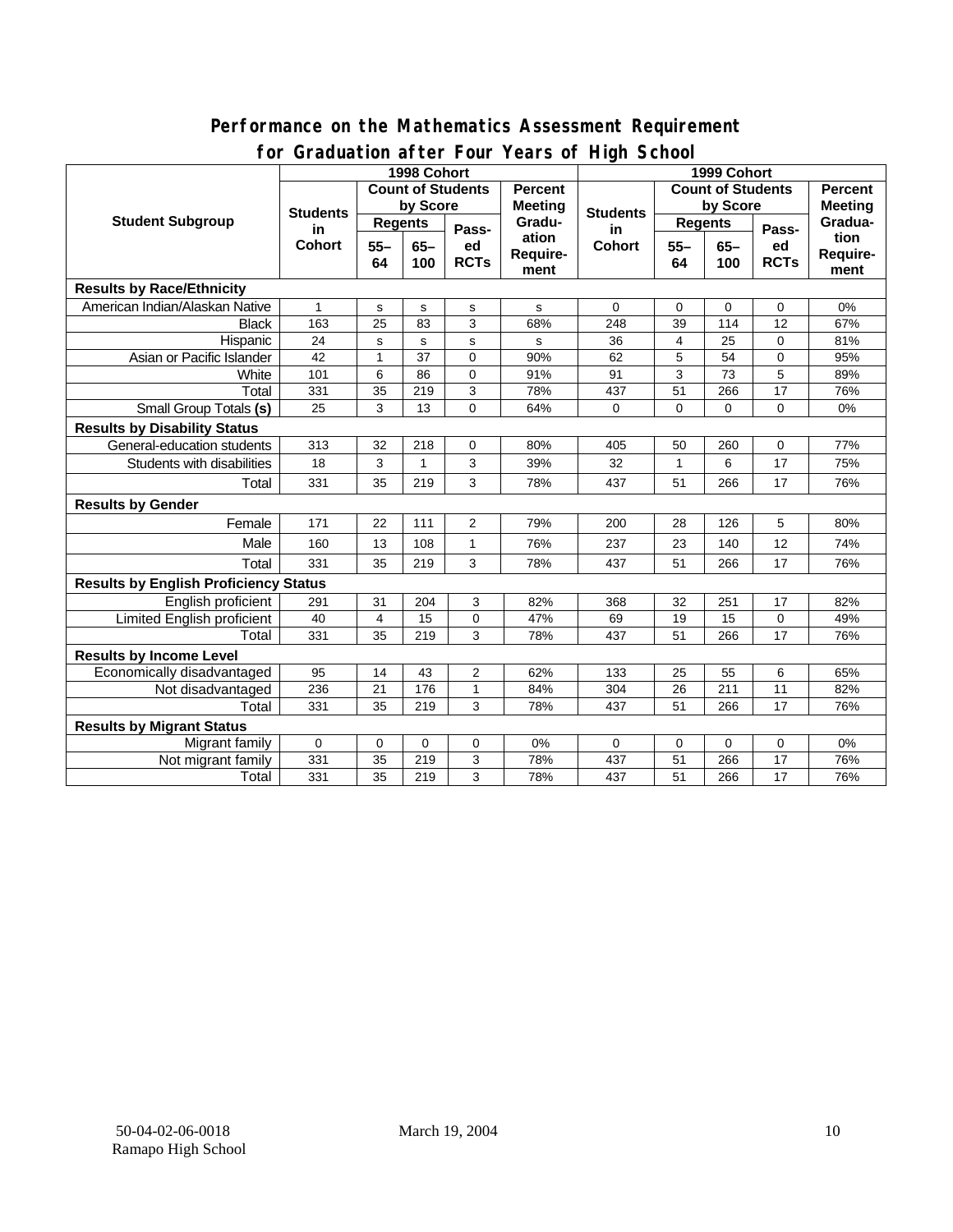## Performance on the Mathematics Assessment Requirement for Graduation after Four Years of High School

| Student Subgroup | 1998 Cohort | | | | | 1999 Cohort | | | | |
|---|---|---|---|---|---|---|---|---|---|---|
| | Students in Cohort | Count of Students by Score | | | Percent Meeting Graduation Requirement | Students in Cohort | Count of Students by Score | | | Percent Meeting Graduation Requirement |
| | | Regents | | Passed RCTs | | | Regents | | Passed RCTs | |
| | | 55–64 | 65–100 | | | | 55–64 | 65–100 | | |
| **Results by Race/Ethnicity** | | | | | | | | | | |
| American Indian/Alaskan Native | 1 | s | s | s | s | 0 | 0 | 0 | 0 | 0% |
| Black | 163 | 25 | 83 | 3 | 68% | 248 | 39 | 114 | 12 | 67% |
| Hispanic | 24 | s | s | s | s | 36 | 4 | 25 | 0 | 81% |
| Asian or Pacific Islander | 42 | 1 | 37 | 0 | 90% | 62 | 5 | 54 | 0 | 95% |
| White | 101 | 6 | 86 | 0 | 91% | 91 | 3 | 73 | 5 | 89% |
| Total | 331 | 35 | 219 | 3 | 78% | 437 | 51 | 266 | 17 | 76% |
| Small Group Totals **(s)** | 25 | 3 | 13 | 0 | 64% | 0 | 0 | 0 | 0 | 0% |
| **Results by Disability Status** | | | | | | | | | | |
| General-education students | 313 | 32 | 218 | 0 | 80% | 405 | 50 | 260 | 0 | 77% |
| Students with disabilities | 18 | 3 | 1 | 3 | 39% | 32 | 1 | 6 | 17 | 75% |
| Total | 331 | 35 | 219 | 3 | 78% | 437 | 51 | 266 | 17 | 76% |
| **Results by Gender** | | | | | | | | | | |
| Female | 171 | 22 | 111 | 2 | 79% | 200 | 28 | 126 | 5 | 80% |
| Male | 160 | 13 | 108 | 1 | 76% | 237 | 23 | 140 | 12 | 74% |
| Total | 331 | 35 | 219 | 3 | 78% | 437 | 51 | 266 | 17 | 76% |
| **Results by English Proficiency Status** | | | | | | | | | | |
| English proficient | 291 | 31 | 204 | 3 | 82% | 368 | 32 | 251 | 17 | 82% |
| Limited English proficient | 40 | 4 | 15 | 0 | 47% | 69 | 19 | 15 | 0 | 49% |
| Total | 331 | 35 | 219 | 3 | 78% | 437 | 51 | 266 | 17 | 76% |
| **Results by Income Level** | | | | | | | | | | |
| Economically disadvantaged | 95 | 14 | 43 | 2 | 62% | 133 | 25 | 55 | 6 | 65% |
| Not disadvantaged | 236 | 21 | 176 | 1 | 84% | 304 | 26 | 211 | 11 | 82% |
| Total | 331 | 35 | 219 | 3 | 78% | 437 | 51 | 266 | 17 | 76% |
| **Results by Migrant Status** | | | | | | | | | | |
| Migrant family | 0 | 0 | 0 | 0 | 0% | 0 | 0 | 0 | 0 | 0% |
| Not migrant family | 331 | 35 | 219 | 3 | 78% | 437 | 51 | 266 | 17 | 76% |
| Total | 331 | 35 | 219 | 3 | 78% | 437 | 51 | 266 | 17 | 76% |

50-04-02-06-0018
Ramapo High School

March 19, 2004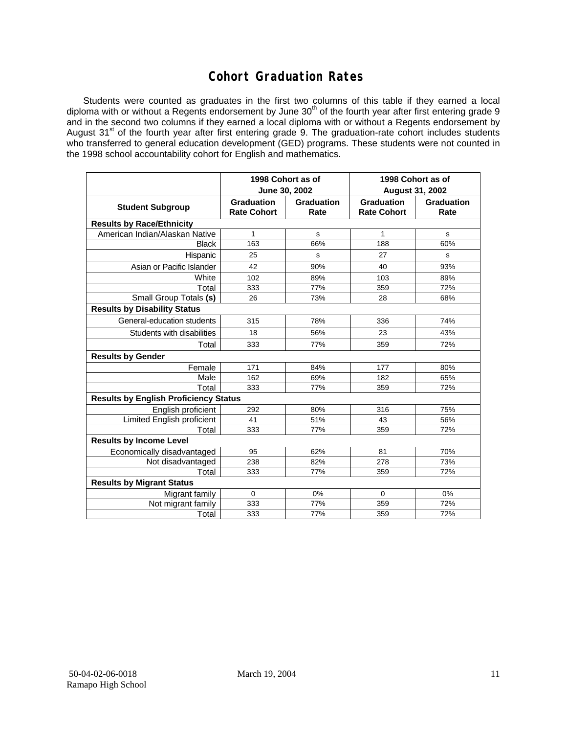# Cohort Graduation Rates

Students were counted as graduates in the first two columns of this table if they earned a local diploma with or without a Regents endorsement by June 30th of the fourth year after first entering grade 9 and in the second two columns if they earned a local diploma with or without a Regents endorsement by August 31st of the fourth year after first entering grade 9. The graduation-rate cohort includes students who transferred to general education development (GED) programs. These students were not counted in the 1998 school accountability cohort for English and mathematics.

| | 1998 Cohort as of June 30, 2002 | | 1998 Cohort as of August 31, 2002 | |
|---|---|---|---|---|
| **Student Subgroup** | **Graduation Rate Cohort** | **Graduation Rate** | **Graduation Rate Cohort** | **Graduation Rate** |
| **Results by Race/Ethnicity** | | | | |
| American Indian/Alaskan Native | 1 | s | 1 | s |
| Black | 163 | 66% | 188 | 60% |
| Hispanic | 25 | s | 27 | s |
| Asian or Pacific Islander | 42 | 90% | 40 | 93% |
| White | 102 | 89% | 103 | 89% |
| Total | 333 | 77% | 359 | 72% |
| Small Group Totals **(s)** | 26 | 73% | 28 | 68% |
| **Results by Disability Status** | | | | |
| General-education students | 315 | 78% | 336 | 74% |
| Students with disabilities | 18 | 56% | 23 | 43% |
| Total | 333 | 77% | 359 | 72% |
| **Results by Gender** | | | | |
| Female | 171 | 84% | 177 | 80% |
| Male | 162 | 69% | 182 | 65% |
| Total | 333 | 77% | 359 | 72% |
| **Results by English Proficiency Status** | | | | |
| English proficient | 292 | 80% | 316 | 75% |
| Limited English proficient | 41 | 51% | 43 | 56% |
| Total | 333 | 77% | 359 | 72% |
| **Results by Income Level** | | | | |
| Economically disadvantaged | 95 | 62% | 81 | 70% |
| Not disadvantaged | 238 | 82% | 278 | 73% |
| Total | 333 | 77% | 359 | 72% |
| **Results by Migrant Status** | | | | |
| Migrant family | 0 | 0% | 0 | 0% |
| Not migrant family | 333 | 77% | 359 | 72% |
| Total | 333 | 77% | 359 | 72% |

50-04-02-06-0018
Ramapo High School

March 19, 2004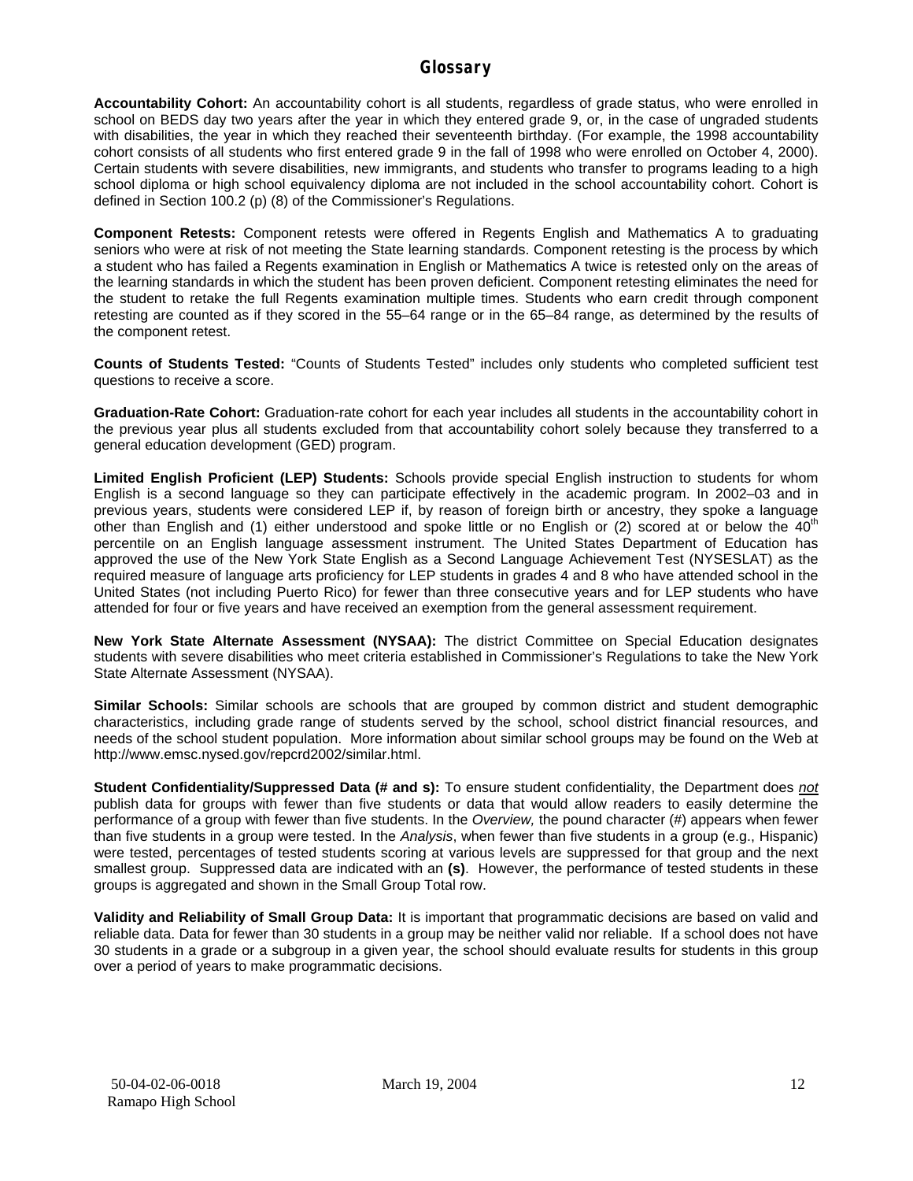# Glossary

**Accountability Cohort:** An accountability cohort is all students, regardless of grade status, who were enrolled in school on BEDS day two years after the year in which they entered grade 9, or, in the case of ungraded students with disabilities, the year in which they reached their seventeenth birthday. (For example, the 1998 accountability cohort consists of all students who first entered grade 9 in the fall of 1998 who were enrolled on October 4, 2000). Certain students with severe disabilities, new immigrants, and students who transfer to programs leading to a high school diploma or high school equivalency diploma are not included in the school accountability cohort. Cohort is defined in Section 100.2 (p) (8) of the Commissioner's Regulations.

**Component Retests:** Component retests were offered in Regents English and Mathematics A to graduating seniors who were at risk of not meeting the State learning standards. Component retesting is the process by which a student who has failed a Regents examination in English or Mathematics A twice is retested only on the areas of the learning standards in which the student has been proven deficient. Component retesting eliminates the need for the student to retake the full Regents examination multiple times. Students who earn credit through component retesting are counted as if they scored in the 55–64 range or in the 65–84 range, as determined by the results of the component retest.

**Counts of Students Tested:** "Counts of Students Tested" includes only students who completed sufficient test questions to receive a score.

**Graduation-Rate Cohort:** Graduation-rate cohort for each year includes all students in the accountability cohort in the previous year plus all students excluded from that accountability cohort solely because they transferred to a general education development (GED) program.

**Limited English Proficient (LEP) Students:** Schools provide special English instruction to students for whom English is a second language so they can participate effectively in the academic program. In 2002–03 and in previous years, students were considered LEP if, by reason of foreign birth or ancestry, they spoke a language other than English and (1) either understood and spoke little or no English or (2) scored at or below the 40th percentile on an English language assessment instrument. The United States Department of Education has approved the use of the New York State English as a Second Language Achievement Test (NYSESLAT) as the required measure of language arts proficiency for LEP students in grades 4 and 8 who have attended school in the United States (not including Puerto Rico) for fewer than three consecutive years and for LEP students who have attended for four or five years and have received an exemption from the general assessment requirement.

**New York State Alternate Assessment (NYSAA):** The district Committee on Special Education designates students with severe disabilities who meet criteria established in Commissioner's Regulations to take the New York State Alternate Assessment (NYSAA).

**Similar Schools:** Similar schools are schools that are grouped by common district and student demographic characteristics, including grade range of students served by the school, school district financial resources, and needs of the school student population. More information about similar school groups may be found on the Web at http://www.emsc.nysed.gov/repcrd2002/similar.html.

**Student Confidentiality/Suppressed Data (# and s):** To ensure student confidentiality, the Department does *not* publish data for groups with fewer than five students or data that would allow readers to easily determine the performance of a group with fewer than five students. In the *Overview,* the pound character (#) appears when fewer than five students in a group were tested. In the *Analysis*, when fewer than five students in a group (e.g., Hispanic) were tested, percentages of tested students scoring at various levels are suppressed for that group and the next smallest group. Suppressed data are indicated with an **(s)**. However, the performance of tested students in these groups is aggregated and shown in the Small Group Total row.

**Validity and Reliability of Small Group Data:** It is important that programmatic decisions are based on valid and reliable data. Data for fewer than 30 students in a group may be neither valid nor reliable. If a school does not have 30 students in a grade or a subgroup in a given year, the school should evaluate results for students in this group over a period of years to make programmatic decisions.

50-04-02-06-0018
Ramapo High School

March 19, 2004